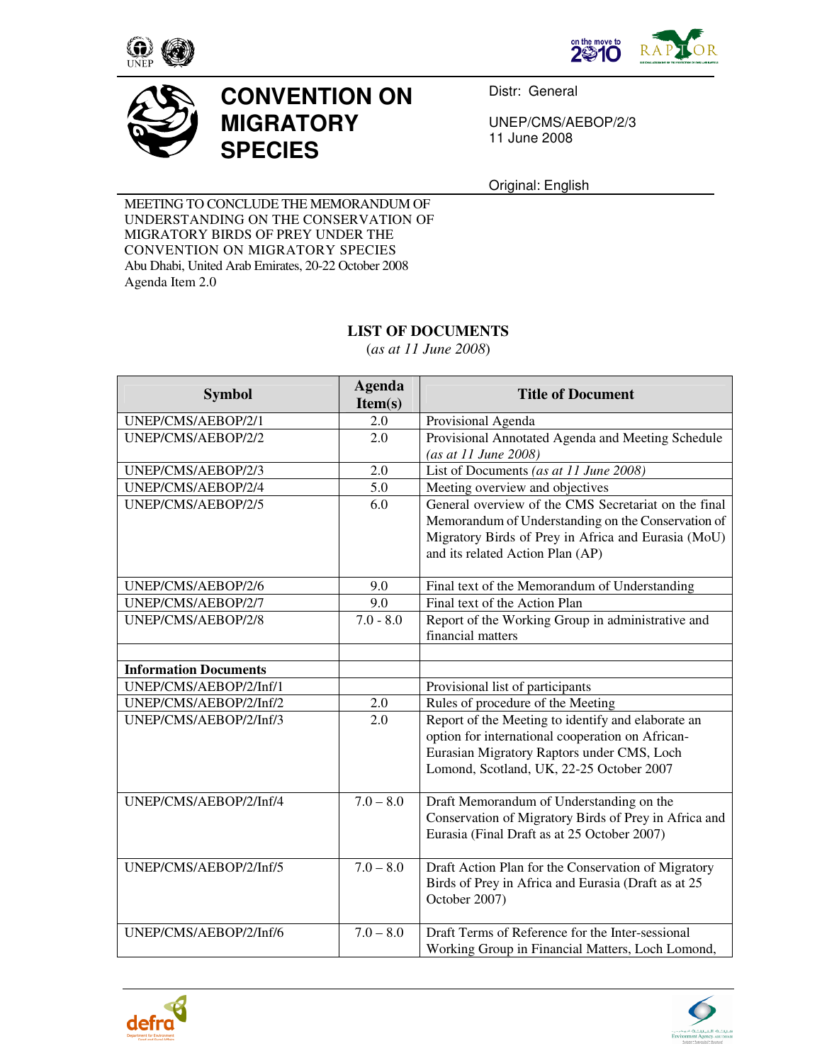# CONVENTION ON MIGRATORY SPECIES

Distr: General

UNEP/CMS/AEBOP/2/3
11 June 2008

Original: English

MEETING TO CONCLUDE THE MEMORANDUM OF UNDERSTANDING ON THE CONSERVATION OF MIGRATORY BIRDS OF PREY UNDER THE CONVENTION ON MIGRATORY SPECIES
Abu Dhabi, United Arab Emirates, 20-22 October 2008
Agenda Item 2.0

## LIST OF DOCUMENTS

(*as at 11 June 2008*)

| Symbol | Agenda Item(s) | Title of Document |
|---|---|---|
| UNEP/CMS/AEBOP/2/1 | 2.0 | Provisional Agenda |
| UNEP/CMS/AEBOP/2/2 | 2.0 | Provisional Annotated Agenda and Meeting Schedule *(as at 11 June 2008)* |
| UNEP/CMS/AEBOP/2/3 | 2.0 | List of Documents *(as at 11 June 2008)* |
| UNEP/CMS/AEBOP/2/4 | 5.0 | Meeting overview and objectives |
| UNEP/CMS/AEBOP/2/5 | 6.0 | General overview of the CMS Secretariat on the final Memorandum of Understanding on the Conservation of Migratory Birds of Prey in Africa and Eurasia (MoU) and its related Action Plan (AP) |
| UNEP/CMS/AEBOP/2/6 | 9.0 | Final text of the Memorandum of Understanding |
| UNEP/CMS/AEBOP/2/7 | 9.0 | Final text of the Action Plan |
| UNEP/CMS/AEBOP/2/8 | 7.0 - 8.0 | Report of the Working Group in administrative and financial matters |
| | | |
| **Information Documents** | | |
| UNEP/CMS/AEBOP/2/Inf/1 | | Provisional list of participants |
| UNEP/CMS/AEBOP/2/Inf/2 | 2.0 | Rules of procedure of the Meeting |
| UNEP/CMS/AEBOP/2/Inf/3 | 2.0 | Report of the Meeting to identify and elaborate an option for international cooperation on African-Eurasian Migratory Raptors under CMS, Loch Lomond, Scotland, UK, 22-25 October 2007 |
| UNEP/CMS/AEBOP/2/Inf/4 | 7.0 – 8.0 | Draft Memorandum of Understanding on the Conservation of Migratory Birds of Prey in Africa and Eurasia (Final Draft as at 25 October 2007) |
| UNEP/CMS/AEBOP/2/Inf/5 | 7.0 – 8.0 | Draft Action Plan for the Conservation of Migratory Birds of Prey in Africa and Eurasia (Draft as at 25 October 2007) |
| UNEP/CMS/AEBOP/2/Inf/6 | 7.0 – 8.0 | Draft Terms of Reference for the Inter-sessional Working Group in Financial Matters, Loch Lomond, |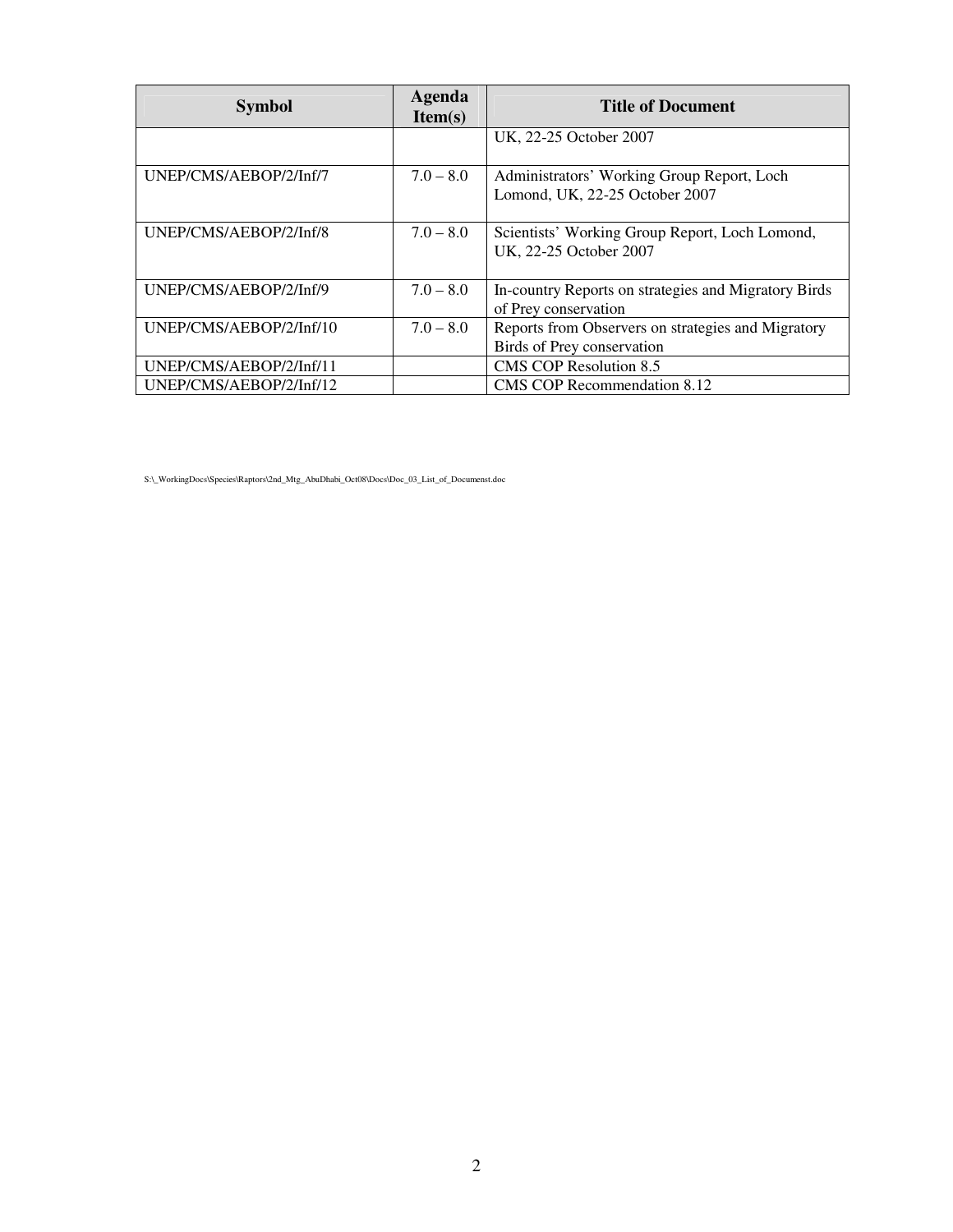| Symbol | Agenda Item(s) | Title of Document |
|---|---|---|
| | | UK, 22-25 October 2007 |
| UNEP/CMS/AEBOP/2/Inf/7 | 7.0 – 8.0 | Administrators' Working Group Report, Loch Lomond, UK, 22-25 October 2007 |
| UNEP/CMS/AEBOP/2/Inf/8 | 7.0 – 8.0 | Scientists' Working Group Report, Loch Lomond, UK, 22-25 October 2007 |
| UNEP/CMS/AEBOP/2/Inf/9 | 7.0 – 8.0 | In-country Reports on strategies and Migratory Birds of Prey conservation |
| UNEP/CMS/AEBOP/2/Inf/10 | 7.0 – 8.0 | Reports from Observers on strategies and Migratory Birds of Prey conservation |
| UNEP/CMS/AEBOP/2/Inf/11 | | CMS COP Resolution 8.5 |
| UNEP/CMS/AEBOP/2/Inf/12 | | CMS COP Recommendation 8.12 |

S:\_WorkingDocs\Species\Raptors\2nd_Mtg_AbuDhabi_Oct08\Docs\Doc_03_List_of_Documenst.doc